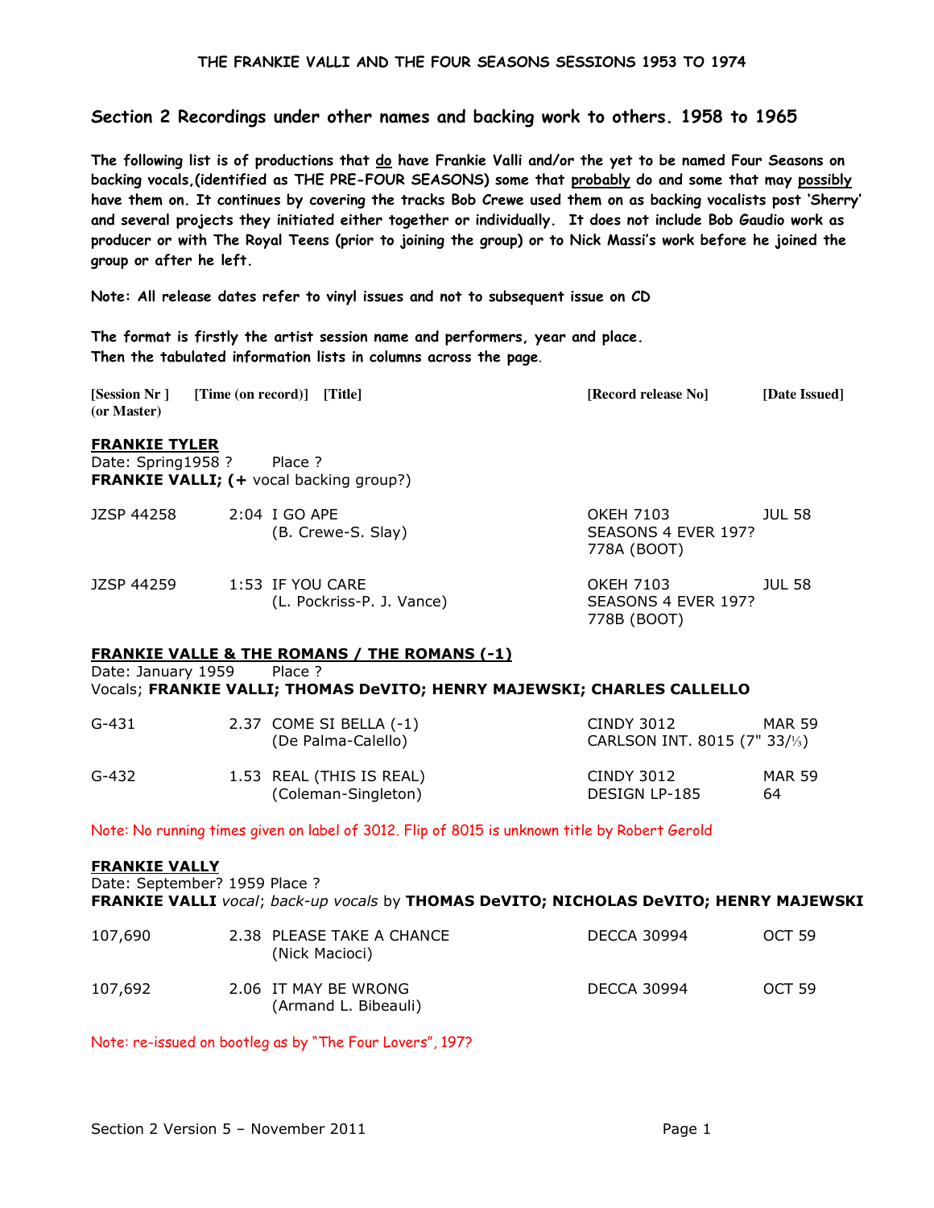## Section 2 Recordings under other names and backing work to others. 1958 to 1965

**The following list is of productions that <u>do</u> have Frankie Valli and/or the yet to be named Four Seasons on backing vocals,(identified as THE PRE-FOUR SEASONS) some that <u>probably</u> do and some that may <u>possibly</u> have them on. It continues by covering the tracks Bob Crewe used them on as backing vocalists post 'Sherry' and several projects they initiated either together or individually. It does not include Bob Gaudio work as producer or with The Royal Teens (prior to joining the group) or to Nick Massi's work before he joined the group or after he left.**

**Note: All release dates refer to vinyl issues and not to subsequent issue on CD**

**The format is firstly the artist session name and performers, year and place.**
**Then the tabulated information lists in columns across the page.**

| [Session Nr ] (or Master) | [Time (on record)] | [Title] | [Record release No] | [Date Issued] |
|---|---|---|---|---|

**<u>FRANKIE TYLER</u>**
Date: Spring1958 ? Place ?
**FRANKIE VALLI; (+** vocal backing group?)

| | | | | |
|---|---|---|---|---|
| JZSP 44258 | 2:04 | I GO APE<br>(B. Crewe-S. Slay) | OKEH 7103<br>SEASONS 4 EVER 197?<br>778A (BOOT) | JUL 58 |
| JZSP 44259 | 1:53 | IF YOU CARE<br>(L. Pockriss-P. J. Vance) | OKEH 7103<br>SEASONS 4 EVER 197?<br>778B (BOOT) | JUL 58 |

**<u>FRANKIE VALLE & THE ROMANS / THE ROMANS (-1)</u>**
Date: January 1959 Place ?
Vocals; **FRANKIE VALLI; THOMAS DeVITO; HENRY MAJEWSKI; CHARLES CALLELLO**

| | | | | |
|---|---|---|---|---|
| G-431 | 2.37 | COME SI BELLA (-1)<br>(De Palma-Calello) | CINDY 3012<br>CARLSON INT. 8015 (7" 33/⅓) | MAR 59 |
| G-432 | 1.53 | REAL (THIS IS REAL)<br>(Coleman-Singleton) | CINDY 3012<br>DESIGN LP-185 | MAR 59<br>64 |

Note: No running times given on label of 3012. Flip of 8015 is unknown title by Robert Gerold

**<u>FRANKIE VALLY</u>**
Date: September? 1959 Place ?
**FRANKIE VALLI** *vocal*; *back-up vocals* by **THOMAS DeVITO; NICHOLAS DeVITO; HENRY MAJEWSKI**

| | | | | |
|---|---|---|---|---|
| 107,690 | 2.38 | PLEASE TAKE A CHANCE<br>(Nick Macioci) | DECCA 30994 | OCT 59 |
| 107,692 | 2.06 | IT MAY BE WRONG<br>(Armand L. Bibeauli) | DECCA 30994 | OCT 59 |

Note: re-issued on bootleg as by "The Four Lovers", 197?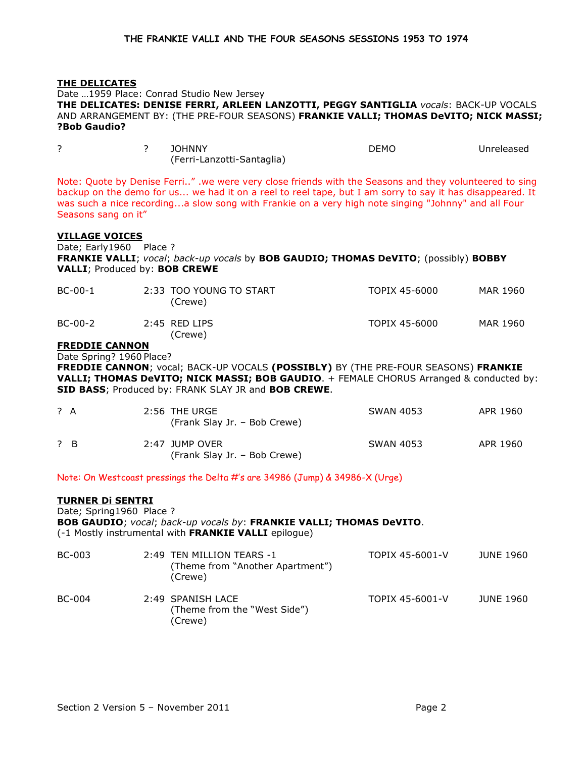**THE DELICATES**

Date …1959 Place: Conrad Studio New Jersey

**THE DELICATES: DENISE FERRI, ARLEEN LANZOTTI, PEGGY SANTIGLIA** *vocals*: BACK-UP VOCALS AND ARRANGEMENT BY: (THE PRE-FOUR SEASONS) **FRANKIE VALLI; THOMAS DeVITO; NICK MASSI; ?Bob Gaudio?**

| ? | ? | JOHNNY (Ferri-Lanzotti-Santaglia) | DEMO | Unreleased |
|---|---|---|---|---|

Note: Quote by Denise Ferri..” .we were very close friends with the Seasons and they volunteered to sing backup on the demo for us... we had it on a reel to reel tape, but I am sorry to say it has disappeared. It was such a nice recording...a slow song with Frankie on a very high note singing "Johnny" and all Four Seasons sang on it”

**VILLAGE VOICES**

Date; Early1960 Place ?

**FRANKIE VALLI**; *vocal*; *back-up vocals* by **BOB GAUDIO; THOMAS DeVITO**; (possibly) **BOBBY VALLI**; Produced by: **BOB CREWE**

| BC-00-1 | 2:33 | TOO YOUNG TO START (Crewe) | TOPIX 45-6000 | MAR 1960 |
|---|---|---|---|---|
| BC-00-2 | 2:45 | RED LIPS (Crewe) | TOPIX 45-6000 | MAR 1960 |

**FREDDIE CANNON**

Date Spring? 1960 Place?

**FREDDIE CANNON**; vocal; BACK-UP VOCALS **(POSSIBLY)** BY (THE PRE-FOUR SEASONS) **FRANKIE VALLI; THOMAS DeVITO; NICK MASSI; BOB GAUDIO**. + FEMALE CHORUS Arranged & conducted by: **SID BASS**; Produced by: FRANK SLAY JR and **BOB CREWE**.

| ? A | 2:56 | THE URGE (Frank Slay Jr. – Bob Crewe) | SWAN 4053 | APR 1960 |
|---|---|---|---|---|
| ? B | 2:47 | JUMP OVER (Frank Slay Jr. – Bob Crewe) | SWAN 4053 | APR 1960 |

Note: On Westcoast pressings the Delta #'s are 34986 (Jump) & 34986-X (Urge)

**TURNER Di SENTRI**

Date; Spring1960 Place ?

**BOB GAUDIO**; *vocal*; *back-up vocals by*: **FRANKIE VALLI; THOMAS DeVITO**.

(-1 Mostly instrumental with **FRANKIE VALLI** epilogue)

| BC-003 | 2:49 | TEN MILLION TEARS -1 (Theme from “Another Apartment”) (Crewe) | TOPIX 45-6001-V | JUNE 1960 |
|---|---|---|---|---|
| BC-004 | 2:49 | SPANISH LACE (Theme from the “West Side”) (Crewe) | TOPIX 45-6001-V | JUNE 1960 |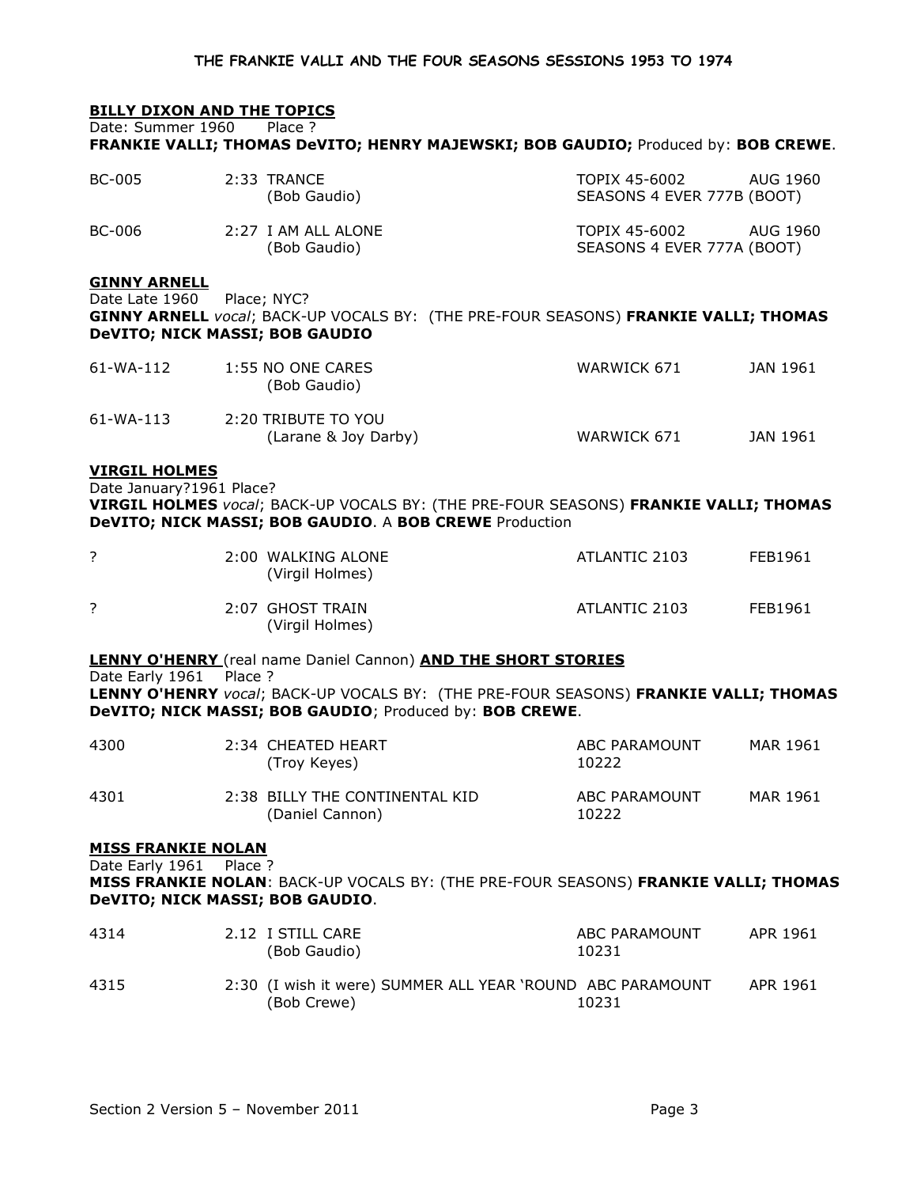**BILLY DIXON AND THE TOPICS**

Date: Summer 1960 Place ?

**FRANKIE VALLI; THOMAS DeVITO; HENRY MAJEWSKI; BOB GAUDIO;** Produced by: **BOB CREWE**.

| | | | |
|---|---|---|---|
| BC-005 | 2:33 TRANCE<br>(Bob Gaudio) | TOPIX 45-6002<br>SEASONS 4 EVER 777B (BOOT) | AUG 1960 |
| BC-006 | 2:27 I AM ALL ALONE<br>(Bob Gaudio) | TOPIX 45-6002<br>SEASONS 4 EVER 777A (BOOT) | AUG 1960 |

**GINNY ARNELL**

Date Late 1960 Place; NYC?

**GINNY ARNELL** *vocal*; BACK-UP VOCALS BY: (THE PRE-FOUR SEASONS) **FRANKIE VALLI; THOMAS DeVITO; NICK MASSI; BOB GAUDIO**

| | | | |
|---|---|---|---|
| 61-WA-112 | 1:55 NO ONE CARES<br>(Bob Gaudio) | WARWICK 671 | JAN 1961 |
| 61-WA-113 | 2:20 TRIBUTE TO YOU<br>(Larane & Joy Darby) | WARWICK 671 | JAN 1961 |

**VIRGIL HOLMES**

Date January?1961 Place?

**VIRGIL HOLMES** *vocal*; BACK-UP VOCALS BY: (THE PRE-FOUR SEASONS) **FRANKIE VALLI; THOMAS DeVITO; NICK MASSI; BOB GAUDIO**. A **BOB CREWE** Production

| | | | |
|---|---|---|---|
| ? | 2:00 WALKING ALONE<br>(Virgil Holmes) | ATLANTIC 2103 | FEB1961 |
| ? | 2:07 GHOST TRAIN<br>(Virgil Holmes) | ATLANTIC 2103 | FEB1961 |

**LENNY O'HENRY** (real name Daniel Cannon) **AND THE SHORT STORIES**

Date Early 1961 Place ?

**LENNY O'HENRY** *vocal*; BACK-UP VOCALS BY: (THE PRE-FOUR SEASONS) **FRANKIE VALLI; THOMAS DeVITO; NICK MASSI; BOB GAUDIO**; Produced by: **BOB CREWE**.

| | | | |
|---|---|---|---|
| 4300 | 2:34 CHEATED HEART<br>(Troy Keyes) | ABC PARAMOUNT<br>10222 | MAR 1961 |
| 4301 | 2:38 BILLY THE CONTINENTAL KID<br>(Daniel Cannon) | ABC PARAMOUNT<br>10222 | MAR 1961 |

**MISS FRANKIE NOLAN**

Date Early 1961 Place ?

**MISS FRANKIE NOLAN**: BACK-UP VOCALS BY: (THE PRE-FOUR SEASONS) **FRANKIE VALLI; THOMAS DeVITO; NICK MASSI; BOB GAUDIO**.

| | | | |
|---|---|---|---|
| 4314 | 2.12 I STILL CARE<br>(Bob Gaudio) | ABC PARAMOUNT<br>10231 | APR 1961 |
| 4315 | 2:30 (I wish it were) SUMMER ALL YEAR 'ROUND<br>(Bob Crewe) | ABC PARAMOUNT<br>10231 | APR 1961 |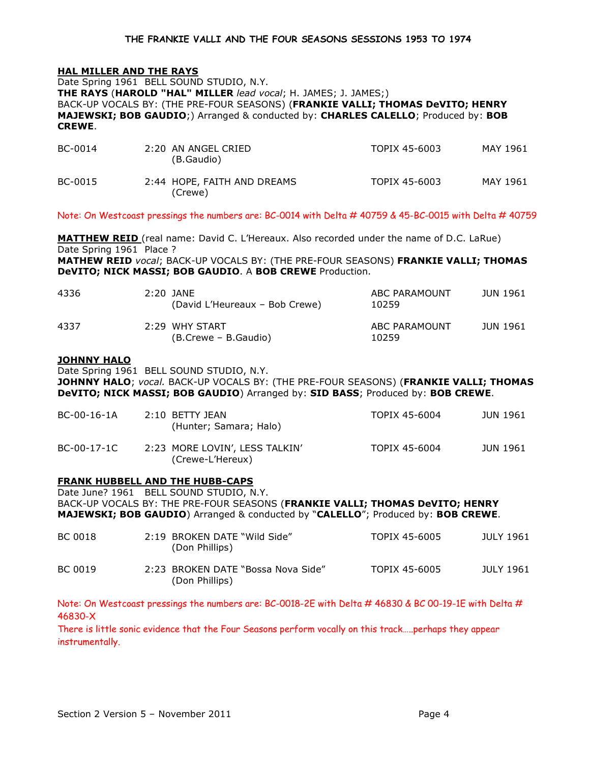**HAL MILLER AND THE RAYS**
Date Spring 1961 BELL SOUND STUDIO, N.Y.
**THE RAYS** (**HAROLD "HAL" MILLER** *lead vocal*; H. JAMES; J. JAMES;)
BACK-UP VOCALS BY: (THE PRE-FOUR SEASONS) (**FRANKIE VALLI; THOMAS DeVITO; HENRY MAJEWSKI; BOB GAUDIO**;) Arranged & conducted by: **CHARLES CALELLO**; Produced by: **BOB CREWE**.

| | | | |
|---|---|---|---|
| BC-0014 | 2:20 AN ANGEL CRIED (B.Gaudio) | TOPIX 45-6003 | MAY 1961 |
| BC-0015 | 2:44 HOPE, FAITH AND DREAMS (Crewe) | TOPIX 45-6003 | MAY 1961 |

Note: On Westcoast pressings the numbers are: BC-0014 with Delta # 40759 & 45-BC-0015 with Delta # 40759

**MATTHEW REID** (real name: David C. L'Hereaux. Also recorded under the name of D.C. LaRue)
Date Spring 1961 Place ?
**MATHEW REID** *vocal*; BACK-UP VOCALS BY: (THE PRE-FOUR SEASONS) **FRANKIE VALLI; THOMAS DeVITO; NICK MASSI; BOB GAUDIO**. A **BOB CREWE** Production.

| | | | |
|---|---|---|---|
| 4336 | 2:20 JANE (David L'Heureaux – Bob Crewe) | ABC PARAMOUNT 10259 | JUN 1961 |
| 4337 | 2:29 WHY START (B.Crewe – B.Gaudio) | ABC PARAMOUNT 10259 | JUN 1961 |

**JOHNNY HALO**
Date Spring 1961 BELL SOUND STUDIO, N.Y.
**JOHNNY HALO**; *vocal.* BACK-UP VOCALS BY: (THE PRE-FOUR SEASONS) (**FRANKIE VALLI; THOMAS DeVITO; NICK MASSI; BOB GAUDIO**) Arranged by: **SID BASS**; Produced by: **BOB CREWE**.

| | | | |
|---|---|---|---|
| BC-00-16-1A | 2:10 BETTY JEAN (Hunter; Samara; Halo) | TOPIX 45-6004 | JUN 1961 |
| BC-00-17-1C | 2:23 MORE LOVIN', LESS TALKIN' (Crewe-L'Hereux) | TOPIX 45-6004 | JUN 1961 |

**FRANK HUBBELL AND THE HUBB-CAPS**
Date June? 1961 BELL SOUND STUDIO, N.Y.
BACK-UP VOCALS BY: THE PRE-FOUR SEASONS (**FRANKIE VALLI; THOMAS DeVITO; HENRY MAJEWSKI; BOB GAUDIO**) Arranged & conducted by "**CALELLO**"; Produced by: **BOB CREWE**.

| | | | |
|---|---|---|---|
| BC 0018 | 2:19 BROKEN DATE "Wild Side" (Don Phillips) | TOPIX 45-6005 | JULY 1961 |
| BC 0019 | 2:23 BROKEN DATE "Bossa Nova Side" (Don Phillips) | TOPIX 45-6005 | JULY 1961 |

Note: On Westcoast pressings the numbers are: BC-0018-2E with Delta # 46830 & BC 00-19-1E with Delta # 46830-X
There is little sonic evidence that the Four Seasons perform vocally on this track…..perhaps they appear instrumentally.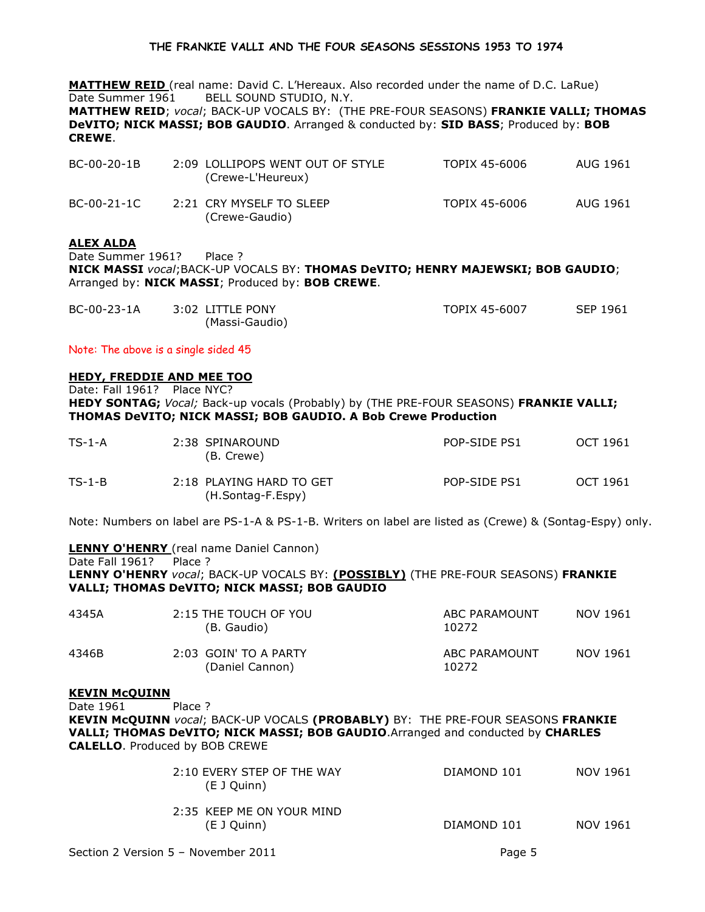**MATTHEW REID** (real name: David C. L'Hereaux. Also recorded under the name of D.C. LaRue)
Date Summer 1961 BELL SOUND STUDIO, N.Y.
**MATTHEW REID**; *vocal*; BACK-UP VOCALS BY: (THE PRE-FOUR SEASONS) **FRANKIE VALLI; THOMAS DeVITO; NICK MASSI; BOB GAUDIO**. Arranged & conducted by: **SID BASS**; Produced by: **BOB CREWE**.

| | | | | |
|---|---|---|---|---|
| BC-00-20-1B | 2:09 | LOLLIPOPS WENT OUT OF STYLE (Crewe-L'Heureux) | TOPIX 45-6006 | AUG 1961 |
| BC-00-21-1C | 2:21 | CRY MYSELF TO SLEEP (Crewe-Gaudio) | TOPIX 45-6006 | AUG 1961 |

**ALEX ALDA**
Date Summer 1961? Place ?
**NICK MASSI** *vocal*;BACK-UP VOCALS BY: **THOMAS DeVITO; HENRY MAJEWSKI; BOB GAUDIO**; Arranged by: **NICK MASSI**; Produced by: **BOB CREWE**.

| | | | | |
|---|---|---|---|---|
| BC-00-23-1A | 3:02 | LITTLE PONY (Massi-Gaudio) | TOPIX 45-6007 | SEP 1961 |

Note: The above is a single sided 45

**HEDY, FREDDIE AND MEE TOO**
Date: Fall 1961? Place NYC?
**HEDY SONTAG;** *Vocal;* Back-up vocals (Probably) by (THE PRE-FOUR SEASONS) **FRANKIE VALLI; THOMAS DeVITO; NICK MASSI; BOB GAUDIO. A Bob Crewe Production**

| | | | | |
|---|---|---|---|---|
| TS-1-A | 2:38 | SPINAROUND (B. Crewe) | POP-SIDE PS1 | OCT 1961 |
| TS-1-B | 2:18 | PLAYING HARD TO GET (H.Sontag-F.Espy) | POP-SIDE PS1 | OCT 1961 |

Note: Numbers on label are PS-1-A & PS-1-B. Writers on label are listed as (Crewe) & (Sontag-Espy) only.

**LENNY O'HENRY** (real name Daniel Cannon)
Date Fall 1961? Place ?
**LENNY O'HENRY** *vocal*; BACK-UP VOCALS BY: **(POSSIBLY)** (THE PRE-FOUR SEASONS) **FRANKIE VALLI; THOMAS DeVITO; NICK MASSI; BOB GAUDIO**

| | | | | |
|---|---|---|---|---|
| 4345A | 2:15 | THE TOUCH OF YOU (B. Gaudio) | ABC PARAMOUNT 10272 | NOV 1961 |
| 4346B | 2:03 | GOIN' TO A PARTY (Daniel Cannon) | ABC PARAMOUNT 10272 | NOV 1961 |

**KEVIN McQUINN**
Date 1961 Place ?
**KEVIN McQUINN** *vocal*; BACK-UP VOCALS **(PROBABLY)** BY: THE PRE-FOUR SEASONS **FRANKIE VALLI; THOMAS DeVITO; NICK MASSI; BOB GAUDIO**.Arranged and conducted by **CHARLES CALELLO**. Produced by BOB CREWE

| | | | | |
|---|---|---|---|---|
| | 2:10 | EVERY STEP OF THE WAY (E J Quinn) | DIAMOND 101 | NOV 1961 |
| | 2:35 | KEEP ME ON YOUR MIND (E J Quinn) | DIAMOND 101 | NOV 1961 |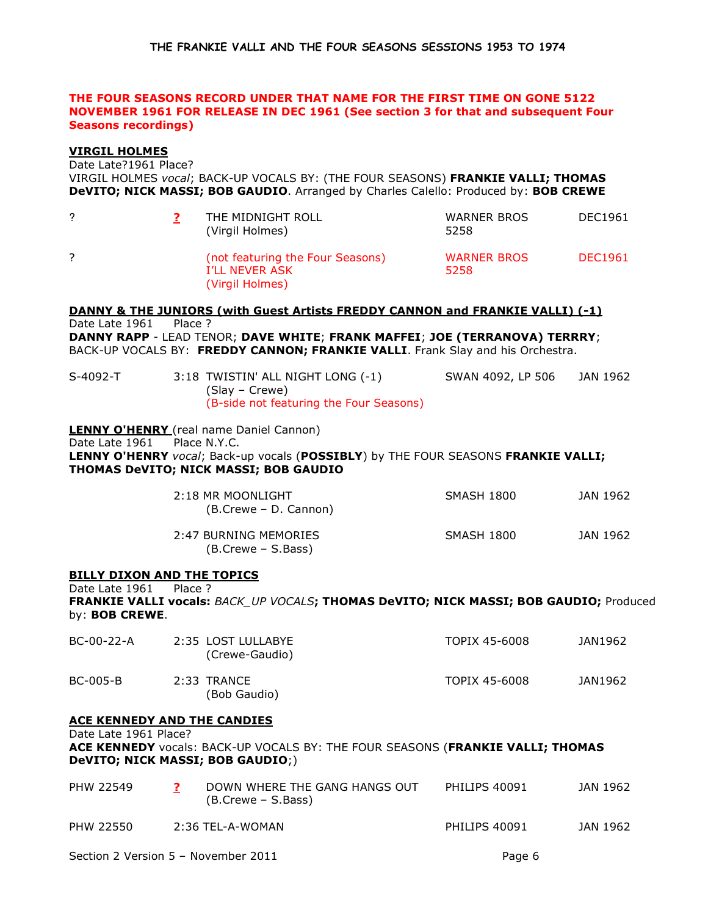**THE FOUR SEASONS RECORD UNDER THAT NAME FOR THE FIRST TIME ON GONE 5122 NOVEMBER 1961 FOR RELEASE IN DEC 1961 (See section 3 for that and subsequent Four Seasons recordings)**

## VIRGIL HOLMES

Date Late?1961 Place?
VIRGIL HOLMES *vocal*; BACK-UP VOCALS BY: (THE FOUR SEASONS) **FRANKIE VALLI; THOMAS DeVITO; NICK MASSI; BOB GAUDIO**. Arranged by Charles Calello: Produced by: **BOB CREWE**

| | | | | |
|---|---|---|---|---|
| ? | **?** | THE MIDNIGHT ROLL (Virgil Holmes) | WARNER BROS 5258 | DEC1961 |
| ? | | (not featuring the Four Seasons) I'LL NEVER ASK (Virgil Holmes) | WARNER BROS 5258 | DEC1961 |

## DANNY & THE JUNIORS (with Guest Artists FREDDY CANNON and FRANKIE VALLI) (-1)

Date Late 1961 Place ?
**DANNY RAPP** - LEAD TENOR; **DAVE WHITE**; **FRANK MAFFEI**; **JOE (TERRANOVA) TERRRY**; BACK-UP VOCALS BY: **FREDDY CANNON; FRANKIE VALLI**. Frank Slay and his Orchestra.

| | | | | |
|---|---|---|---|---|
| S-4092-T | 3:18 | TWISTIN' ALL NIGHT LONG (-1) (Slay – Crewe) (B-side not featuring the Four Seasons) | SWAN 4092, LP 506 | JAN 1962 |

## LENNY O'HENRY (real name Daniel Cannon)

Date Late 1961 Place N.Y.C.
**LENNY O'HENRY** *vocal*; Back-up vocals (**POSSIBLY**) by THE FOUR SEASONS **FRANKIE VALLI; THOMAS DeVITO; NICK MASSI; BOB GAUDIO**

| | | | | |
|---|---|---|---|---|
| | 2:18 | MR MOONLIGHT (B.Crewe – D. Cannon) | SMASH 1800 | JAN 1962 |
| | 2:47 | BURNING MEMORIES (B.Crewe – S.Bass) | SMASH 1800 | JAN 1962 |

## BILLY DIXON AND THE TOPICS

Date Late 1961 Place ?
**FRANKIE VALLI vocals:** *BACK_UP VOCALS***; THOMAS DeVITO; NICK MASSI; BOB GAUDIO;** Produced by: **BOB CREWE**.

| | | | | |
|---|---|---|---|---|
| BC-00-22-A | 2:35 | LOST LULLABYE (Crewe-Gaudio) | TOPIX 45-6008 | JAN1962 |
| BC-005-B | 2:33 | TRANCE (Bob Gaudio) | TOPIX 45-6008 | JAN1962 |

## ACE KENNEDY AND THE CANDIES

Date Late 1961 Place?
**ACE KENNEDY** vocals: BACK-UP VOCALS BY: THE FOUR SEASONS (**FRANKIE VALLI; THOMAS DeVITO; NICK MASSI; BOB GAUDIO**;)

| | | | | |
|---|---|---|---|---|
| PHW 22549 | **?** | DOWN WHERE THE GANG HANGS OUT (B.Crewe – S.Bass) | PHILIPS 40091 | JAN 1962 |
| PHW 22550 | 2:36 | TEL-A-WOMAN | PHILIPS 40091 | JAN 1962 |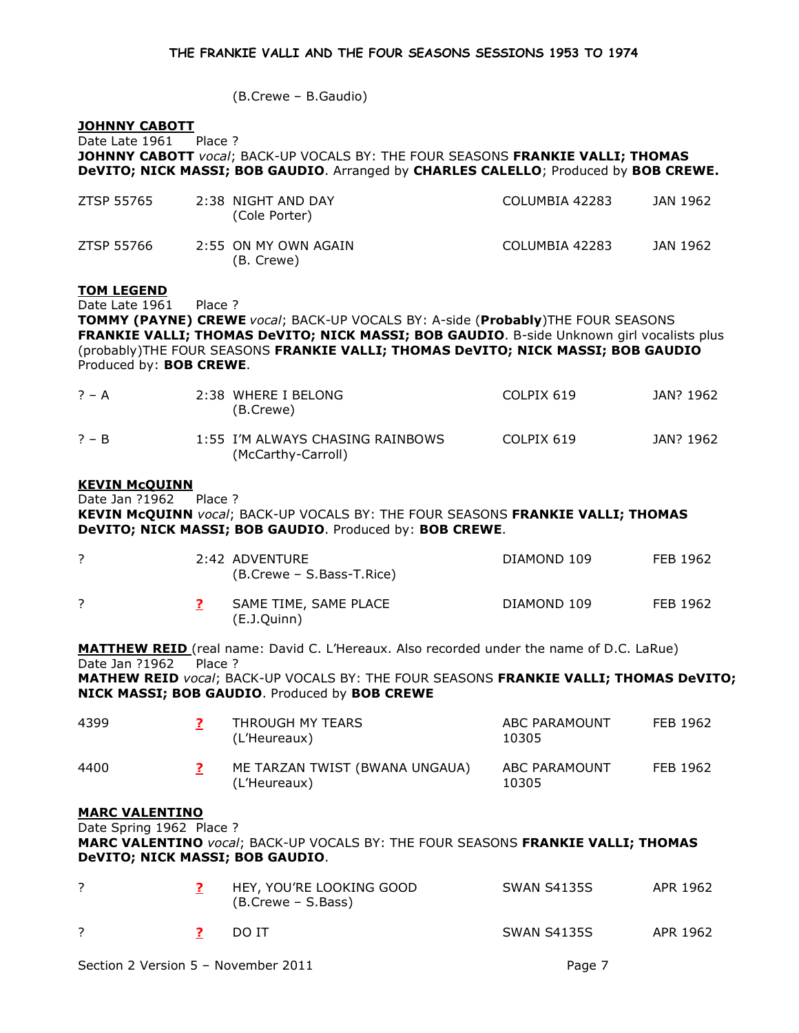(B.Crewe – B.Gaudio)

**JOHNNY CABOTT**

Date Late 1961 Place ?

**JOHNNY CABOTT** *vocal*; BACK-UP VOCALS BY: THE FOUR SEASONS **FRANKIE VALLI; THOMAS DeVITO; NICK MASSI; BOB GAUDIO**. Arranged by **CHARLES CALELLO**; Produced by **BOB CREWE.**

| | | | | |
|---|---|---|---|---|
| ZTSP 55765 | 2:38 | NIGHT AND DAY (Cole Porter) | COLUMBIA 42283 | JAN 1962 |
| ZTSP 55766 | 2:55 | ON MY OWN AGAIN (B. Crewe) | COLUMBIA 42283 | JAN 1962 |

**TOM LEGEND**

Date Late 1961 Place ?

**TOMMY (PAYNE) CREWE** *vocal*; BACK-UP VOCALS BY: A-side (**Probably**)THE FOUR SEASONS **FRANKIE VALLI; THOMAS DeVITO; NICK MASSI; BOB GAUDIO**. B-side Unknown girl vocalists plus (probably)THE FOUR SEASONS **FRANKIE VALLI; THOMAS DeVITO; NICK MASSI; BOB GAUDIO** Produced by: **BOB CREWE**.

| | | | | |
|---|---|---|---|---|
| ? – A | 2:38 | WHERE I BELONG (B.Crewe) | COLPIX 619 | JAN? 1962 |
| ? – B | 1:55 | I'M ALWAYS CHASING RAINBOWS (McCarthy-Carroll) | COLPIX 619 | JAN? 1962 |

**KEVIN McQUINN**

Date Jan ?1962 Place ?

**KEVIN McQUINN** *vocal*; BACK-UP VOCALS BY: THE FOUR SEASONS **FRANKIE VALLI; THOMAS DeVITO; NICK MASSI; BOB GAUDIO**. Produced by: **BOB CREWE**.

| | | | | |
|---|---|---|---|---|
| ? | 2:42 | ADVENTURE (B.Crewe – S.Bass-T.Rice) | DIAMOND 109 | FEB 1962 |
| ? | ? | SAME TIME, SAME PLACE (E.J.Quinn) | DIAMOND 109 | FEB 1962 |

**MATTHEW REID** (real name: David C. L'Hereaux. Also recorded under the name of D.C. LaRue)

Date Jan ?1962 Place ?

**MATHEW REID** *vocal*; BACK-UP VOCALS BY: THE FOUR SEASONS **FRANKIE VALLI; THOMAS DeVITO; NICK MASSI; BOB GAUDIO**. Produced by **BOB CREWE**

| | | | | |
|---|---|---|---|---|
| 4399 | ? | THROUGH MY TEARS (L'Heureaux) | ABC PARAMOUNT 10305 | FEB 1962 |
| 4400 | ? | ME TARZAN TWIST (BWANA UNGAUA) (L'Heureaux) | ABC PARAMOUNT 10305 | FEB 1962 |

**MARC VALENTINO**

Date Spring 1962 Place ?

**MARC VALENTINO** *vocal*; BACK-UP VOCALS BY: THE FOUR SEASONS **FRANKIE VALLI; THOMAS DeVITO; NICK MASSI; BOB GAUDIO**.

| | | | | |
|---|---|---|---|---|
| ? | ? | HEY, YOU'RE LOOKING GOOD (B.Crewe – S.Bass) | SWAN S4135S | APR 1962 |
| ? | ? | DO IT | SWAN S4135S | APR 1962 |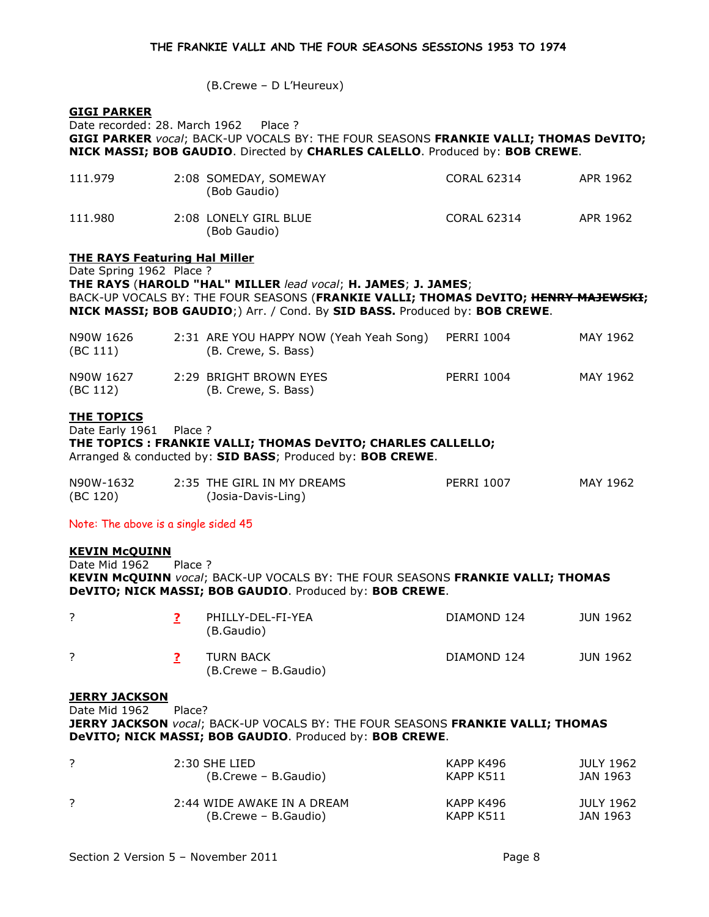(B.Crewe – D L'Heureux)

**GIGI PARKER**

Date recorded: 28. March 1962 Place ?

**GIGI PARKER** *vocal*; BACK-UP VOCALS BY: THE FOUR SEASONS **FRANKIE VALLI; THOMAS DeVITO; NICK MASSI; BOB GAUDIO**. Directed by **CHARLES CALELLO**. Produced by: **BOB CREWE**.

| | | | | |
|---|---|---|---|---|
| 111.979 | 2:08 | SOMEDAY, SOMEWAY (Bob Gaudio) | CORAL 62314 | APR 1962 |
| 111.980 | 2:08 | LONELY GIRL BLUE (Bob Gaudio) | CORAL 62314 | APR 1962 |

**THE RAYS Featuring Hal Miller**

Date Spring 1962 Place ?

**THE RAYS** (**HAROLD "HAL" MILLER** *lead vocal*; **H. JAMES**; **J. JAMES**;
BACK-UP VOCALS BY: THE FOUR SEASONS (**FRANKIE VALLI; THOMAS DeVITO; ~~HENRY MAJEWSKI~~; NICK MASSI; BOB GAUDIO**;) Arr. / Cond. By **SID BASS.** Produced by: **BOB CREWE**.

| | | | | |
|---|---|---|---|---|
| N90W 1626 (BC 111) | 2:31 | ARE YOU HAPPY NOW (Yeah Yeah Song) (B. Crewe, S. Bass) | PERRI 1004 | MAY 1962 |
| N90W 1627 (BC 112) | 2:29 | BRIGHT BROWN EYES (B. Crewe, S. Bass) | PERRI 1004 | MAY 1962 |

**THE TOPICS**

Date Early 1961 Place ?

**THE TOPICS : FRANKIE VALLI; THOMAS DeVITO; CHARLES CALLELLO;**
Arranged & conducted by: **SID BASS**; Produced by: **BOB CREWE**.

| | | | | |
|---|---|---|---|---|
| N90W-1632 (BC 120) | 2:35 | THE GIRL IN MY DREAMS (Josia-Davis-Ling) | PERRI 1007 | MAY 1962 |

Note: The above is a single sided 45

**KEVIN McQUINN**

Date Mid 1962 Place ?

**KEVIN McQUINN** *vocal*; BACK-UP VOCALS BY: THE FOUR SEASONS **FRANKIE VALLI; THOMAS DeVITO; NICK MASSI; BOB GAUDIO**. Produced by: **BOB CREWE**.

| | | | | |
|---|---|---|---|---|
| ? | **?** | PHILLY-DEL-FI-YEA (B.Gaudio) | DIAMOND 124 | JUN 1962 |
| ? | **?** | TURN BACK (B.Crewe – B.Gaudio) | DIAMOND 124 | JUN 1962 |

**JERRY JACKSON**

Date Mid 1962 Place?

**JERRY JACKSON** *vocal*; BACK-UP VOCALS BY: THE FOUR SEASONS **FRANKIE VALLI; THOMAS DeVITO; NICK MASSI; BOB GAUDIO**. Produced by: **BOB CREWE**.

| | | | | |
|---|---|---|---|---|
| ? | 2:30 | SHE LIED (B.Crewe – B.Gaudio) | KAPP K496<br>KAPP K511 | JULY 1962<br>JAN 1963 |
| ? | 2:44 | WIDE AWAKE IN A DREAM (B.Crewe – B.Gaudio) | KAPP K496<br>KAPP K511 | JULY 1962<br>JAN 1963 |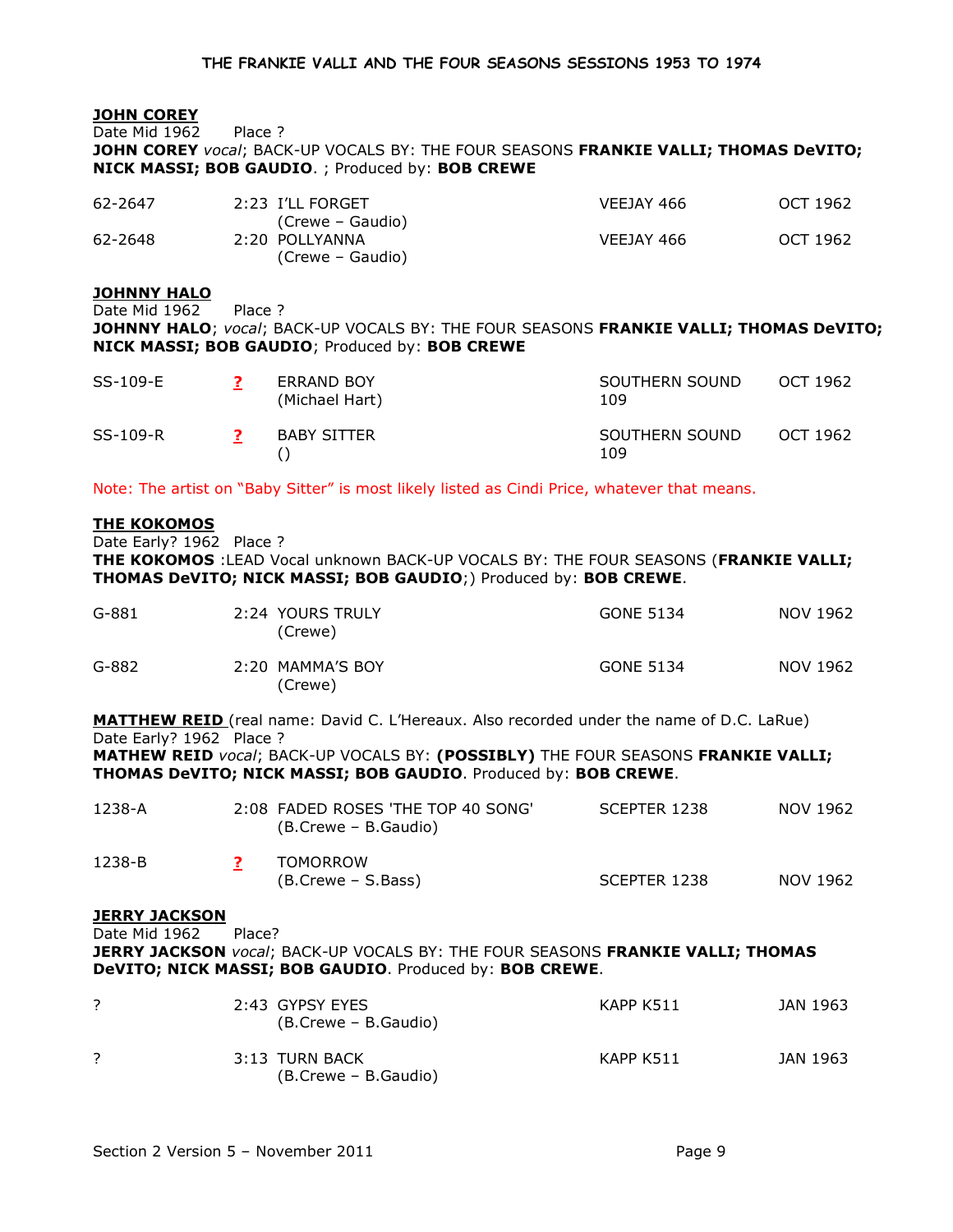**JOHN COREY**
Date Mid 1962 Place ?
**JOHN COREY** *vocal*; BACK-UP VOCALS BY: THE FOUR SEASONS **FRANKIE VALLI; THOMAS DeVITO; NICK MASSI; BOB GAUDIO**. ; Produced by: **BOB CREWE**

| | | | | |
|---|---|---|---|---|
| 62-2647 | 2:23 | I'LL FORGET (Crewe – Gaudio) | VEEJAY 466 | OCT 1962 |
| 62-2648 | 2:20 | POLLYANNA (Crewe – Gaudio) | VEEJAY 466 | OCT 1962 |

**JOHNNY HALO**
Date Mid 1962 Place ?
**JOHNNY HALO**; *vocal*; BACK-UP VOCALS BY: THE FOUR SEASONS **FRANKIE VALLI; THOMAS DeVITO; NICK MASSI; BOB GAUDIO**; Produced by: **BOB CREWE**

| | | | | |
|---|---|---|---|---|
| SS-109-E | **?** | ERRAND BOY (Michael Hart) | SOUTHERN SOUND 109 | OCT 1962 |
| SS-109-R | **?** | BABY SITTER () | SOUTHERN SOUND 109 | OCT 1962 |

Note: The artist on "Baby Sitter" is most likely listed as Cindi Price, whatever that means.

**THE KOKOMOS**
Date Early? 1962 Place ?
**THE KOKOMOS** :LEAD Vocal unknown BACK-UP VOCALS BY: THE FOUR SEASONS (**FRANKIE VALLI; THOMAS DeVITO; NICK MASSI; BOB GAUDIO**;) Produced by: **BOB CREWE**.

| | | | | |
|---|---|---|---|---|
| G-881 | 2:24 | YOURS TRULY (Crewe) | GONE 5134 | NOV 1962 |
| G-882 | 2:20 | MAMMA'S BOY (Crewe) | GONE 5134 | NOV 1962 |

**MATTHEW REID** (real name: David C. L'Hereaux. Also recorded under the name of D.C. LaRue)
Date Early? 1962 Place ?
**MATHEW REID** *vocal*; BACK-UP VOCALS BY: **(POSSIBLY)** THE FOUR SEASONS **FRANKIE VALLI; THOMAS DeVITO; NICK MASSI; BOB GAUDIO**. Produced by: **BOB CREWE**.

| | | | | |
|---|---|---|---|---|
| 1238-A | 2:08 | FADED ROSES 'THE TOP 40 SONG' (B.Crewe – B.Gaudio) | SCEPTER 1238 | NOV 1962 |
| 1238-B | **?** | TOMORROW (B.Crewe – S.Bass) | SCEPTER 1238 | NOV 1962 |

**JERRY JACKSON**
Date Mid 1962 Place?
**JERRY JACKSON** *vocal*; BACK-UP VOCALS BY: THE FOUR SEASONS **FRANKIE VALLI; THOMAS DeVITO; NICK MASSI; BOB GAUDIO**. Produced by: **BOB CREWE**.

| | | | | |
|---|---|---|---|---|
| ? | 2:43 | GYPSY EYES (B.Crewe – B.Gaudio) | KAPP K511 | JAN 1963 |
| ? | 3:13 | TURN BACK (B.Crewe – B.Gaudio) | KAPP K511 | JAN 1963 |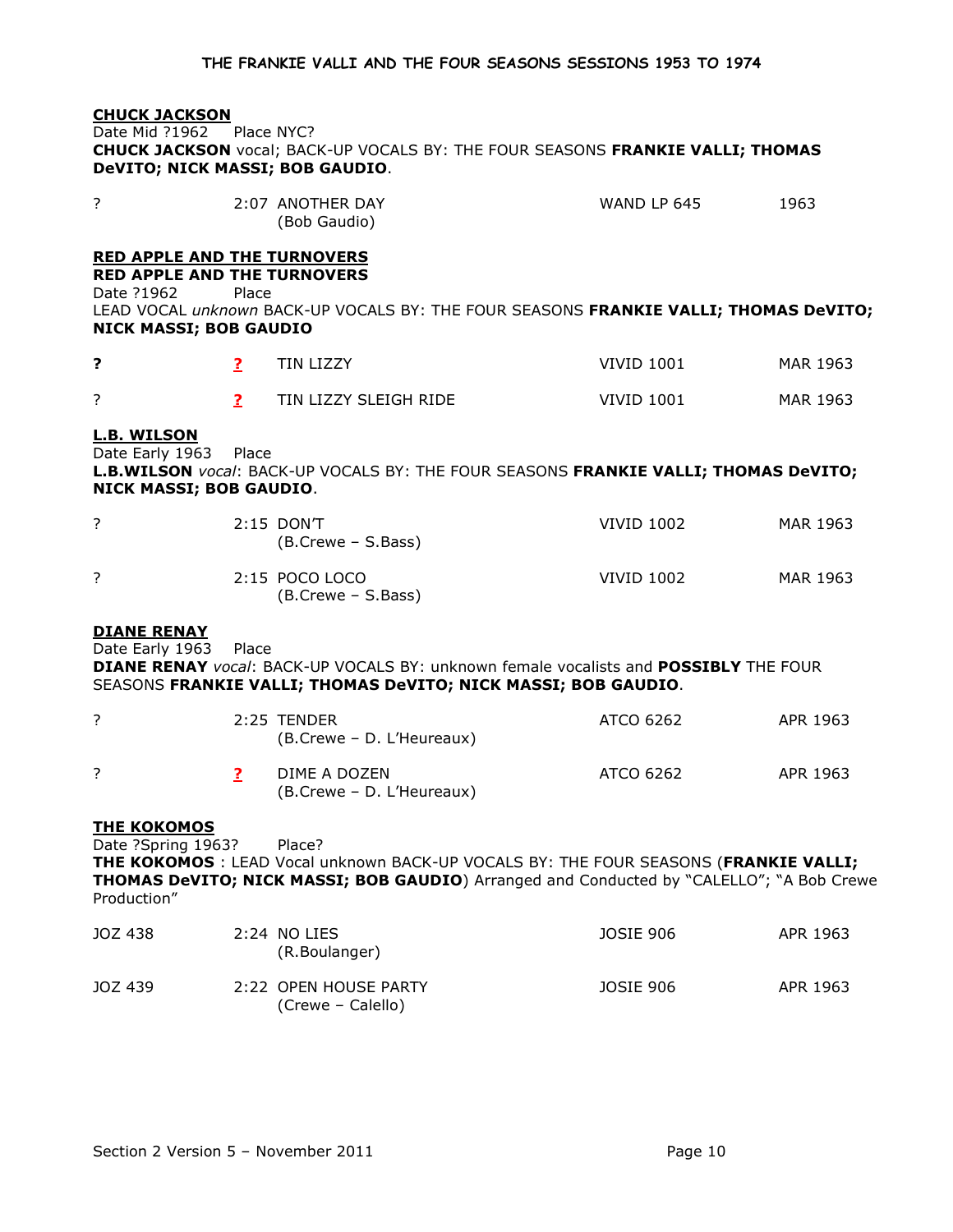**CHUCK JACKSON**

Date Mid ?1962 Place NYC?

**CHUCK JACKSON** vocal; BACK-UP VOCALS BY: THE FOUR SEASONS **FRANKIE VALLI; THOMAS DeVITO; NICK MASSI; BOB GAUDIO**.

| | | | | |
|---|---|---|---|---|
| ? | 2:07 | ANOTHER DAY (Bob Gaudio) | WAND LP 645 | 1963 |

**RED APPLE AND THE TURNOVERS**

**RED APPLE AND THE TURNOVERS**

Date ?1962 Place

LEAD VOCAL *unknown* BACK-UP VOCALS BY: THE FOUR SEASONS **FRANKIE VALLI; THOMAS DeVITO; NICK MASSI; BOB GAUDIO**

| | | | | |
|---|---|---|---|---|
| **?** | **?** | TIN LIZZY | VIVID 1001 | MAR 1963 |
| ? | **?** | TIN LIZZY SLEIGH RIDE | VIVID 1001 | MAR 1963 |

**L.B. WILSON**

Date Early 1963 Place

**L.B.WILSON** *vocal*: BACK-UP VOCALS BY: THE FOUR SEASONS **FRANKIE VALLI; THOMAS DeVITO; NICK MASSI; BOB GAUDIO**.

| | | | | |
|---|---|---|---|---|
| ? | 2:15 | DON'T (B.Crewe – S.Bass) | VIVID 1002 | MAR 1963 |
| ? | 2:15 | POCO LOCO (B.Crewe – S.Bass) | VIVID 1002 | MAR 1963 |

**DIANE RENAY**

Date Early 1963 Place

**DIANE RENAY** *vocal*: BACK-UP VOCALS BY: unknown female vocalists and **POSSIBLY** THE FOUR SEASONS **FRANKIE VALLI; THOMAS DeVITO; NICK MASSI; BOB GAUDIO**.

| | | | | |
|---|---|---|---|---|
| ? | 2:25 | TENDER (B.Crewe – D. L'Heureaux) | ATCO 6262 | APR 1963 |
| ? | **?** | DIME A DOZEN (B.Crewe – D. L'Heureaux) | ATCO 6262 | APR 1963 |

**THE KOKOMOS**

Date ?Spring 1963? Place?

**THE KOKOMOS** : LEAD Vocal unknown BACK-UP VOCALS BY: THE FOUR SEASONS (**FRANKIE VALLI; THOMAS DeVITO; NICK MASSI; BOB GAUDIO**) Arranged and Conducted by "CALELLO"; "A Bob Crewe Production"

| | | | | |
|---|---|---|---|---|
| JOZ 438 | 2:24 | NO LIES (R.Boulanger) | JOSIE 906 | APR 1963 |
| JOZ 439 | 2:22 | OPEN HOUSE PARTY (Crewe – Calello) | JOSIE 906 | APR 1963 |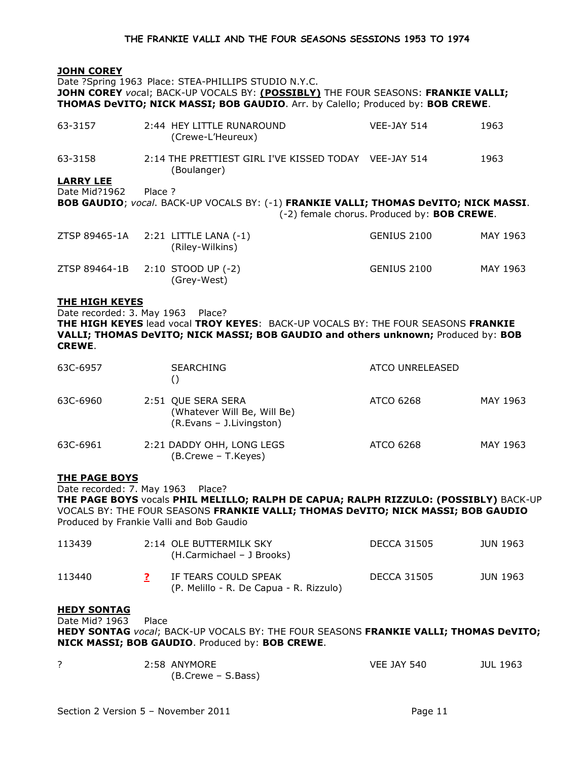## JOHN COREY

Date ?Spring 1963 Place: STEA-PHILLIPS STUDIO N.Y.C.
**JOHN COREY** *voc*al; BACK-UP VOCALS BY: **(POSSIBLY)** THE FOUR SEASONS: **FRANKIE VALLI; THOMAS DeVITO; NICK MASSI; BOB GAUDIO**. Arr. by Calello; Produced by: **BOB CREWE**.

| | | | |
|---|---|---|---|
| 63-3157 | 2:44 HEY LITTLE RUNAROUND (Crewe-L'Heureux) | VEE-JAY 514 | 1963 |
| 63-3158 | 2:14 THE PRETTIEST GIRL I'VE KISSED TODAY (Boulanger) | VEE-JAY 514 | 1963 |

## LARRY LEE

Date Mid?1962 Place ?
**BOB GAUDIO**; *vocal*. BACK-UP VOCALS BY: (-1) **FRANKIE VALLI; THOMAS DeVITO; NICK MASSI**. (-2) female chorus. Produced by: **BOB CREWE**.

| | | | |
|---|---|---|---|
| ZTSP 89465-1A | 2:21 LITTLE LANA (-1) (Riley-Wilkins) | GENIUS 2100 | MAY 1963 |
| ZTSP 89464-1B | 2:10 STOOD UP (-2) (Grey-West) | GENIUS 2100 | MAY 1963 |

## THE HIGH KEYES

Date recorded: 3. May 1963 Place?
**THE HIGH KEYES** lead vocal **TROY KEYES**: BACK-UP VOCALS BY: THE FOUR SEASONS **FRANKIE VALLI; THOMAS DeVITO; NICK MASSI; BOB GAUDIO and others unknown;** Produced by: **BOB CREWE**.

| | | | |
|---|---|---|---|
| 63C-6957 | SEARCHING () | ATCO UNRELEASED | |
| 63C-6960 | 2:51 QUE SERA SERA (Whatever Will Be, Will Be) (R.Evans – J.Livingston) | ATCO 6268 | MAY 1963 |
| 63C-6961 | 2:21 DADDY OHH, LONG LEGS (B.Crewe – T.Keyes) | ATCO 6268 | MAY 1963 |

## THE PAGE BOYS

Date recorded: 7. May 1963 Place?
**THE PAGE BOYS** vocals **PHIL MELILLO; RALPH DE CAPUA; RALPH RIZZULO: (POSSIBLY)** BACK-UP VOCALS BY: THE FOUR SEASONS **FRANKIE VALLI; THOMAS DeVITO; NICK MASSI; BOB GAUDIO**
Produced by Frankie Valli and Bob Gaudio

| | | | |
|---|---|---|---|
| 113439 | 2:14 OLE BUTTERMILK SKY (H.Carmichael – J Brooks) | DECCA 31505 | JUN 1963 |
| 113440 | ? IF TEARS COULD SPEAK (P. Melillo - R. De Capua - R. Rizzulo) | DECCA 31505 | JUN 1963 |

## HEDY SONTAG

Date Mid? 1963 Place
**HEDY SONTAG** *vocal*; BACK-UP VOCALS BY: THE FOUR SEASONS **FRANKIE VALLI; THOMAS DeVITO; NICK MASSI; BOB GAUDIO**. Produced by: **BOB CREWE**.

| | | | |
|---|---|---|---|
| ? | 2:58 ANYMORE (B.Crewe – S.Bass) | VEE JAY 540 | JUL 1963 |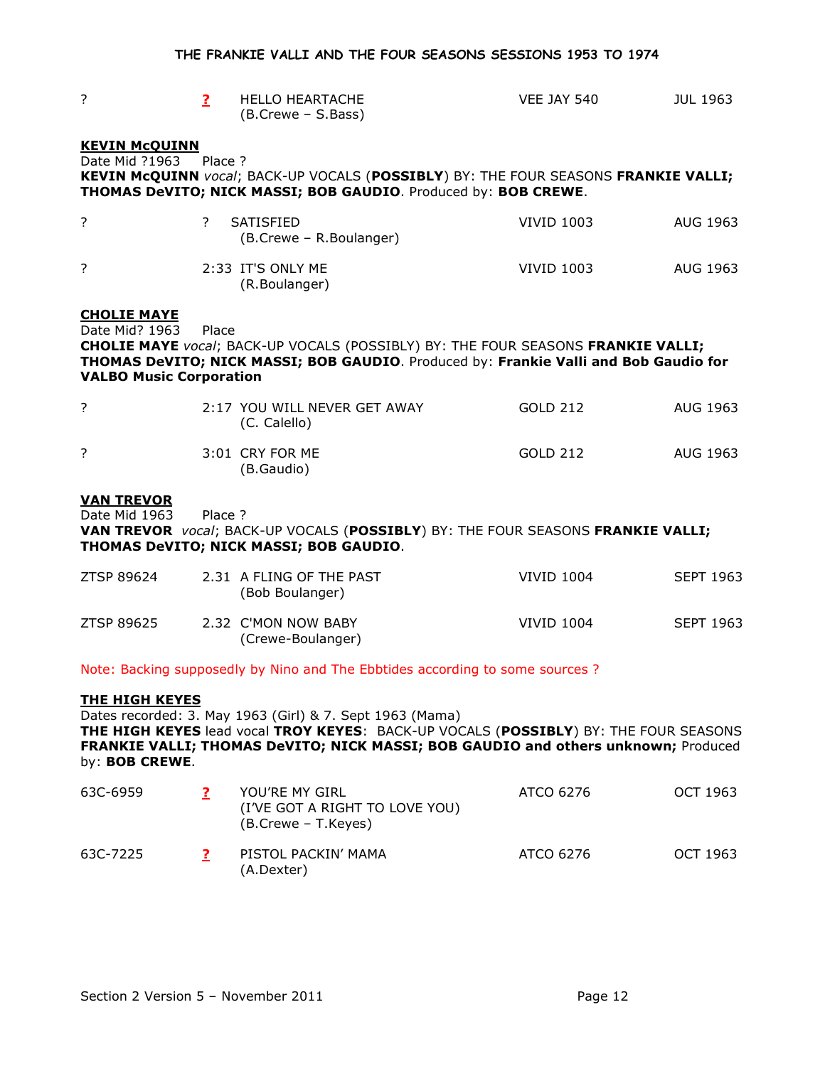| ? | **?** | HELLO HEARTACHE (B.Crewe – S.Bass) | VEE JAY 540 | JUL 1963 |
|---|---|---|---|---|

**KEVIN McQUINN**

Date Mid ?1963    Place ?

**KEVIN McQUINN** *vocal*; BACK-UP VOCALS (**POSSIBLY**) BY: THE FOUR SEASONS **FRANKIE VALLI; THOMAS DeVITO; NICK MASSI; BOB GAUDIO**. Produced by: **BOB CREWE**.

| ? | ? | SATISFIED (B.Crewe – R.Boulanger) | VIVID 1003 | AUG 1963 |
|---|---|---|---|---|
| ? | 2:33 | IT'S ONLY ME (R.Boulanger) | VIVID 1003 | AUG 1963 |

**CHOLIE MAYE**

Date Mid? 1963    Place

**CHOLIE MAYE** *vocal*; BACK-UP VOCALS (POSSIBLY) BY: THE FOUR SEASONS **FRANKIE VALLI; THOMAS DeVITO; NICK MASSI; BOB GAUDIO**. Produced by: **Frankie Valli and Bob Gaudio for VALBO Music Corporation**

| ? | 2:17 | YOU WILL NEVER GET AWAY (C. Calello) | GOLD 212 | AUG 1963 |
|---|---|---|---|---|
| ? | 3:01 | CRY FOR ME (B.Gaudio) | GOLD 212 | AUG 1963 |

**VAN TREVOR**

Date Mid 1963    Place ?

**VAN TREVOR** *vocal*; BACK-UP VOCALS (**POSSIBLY**) BY: THE FOUR SEASONS **FRANKIE VALLI; THOMAS DeVITO; NICK MASSI; BOB GAUDIO**.

| ZTSP 89624 | 2.31 | A FLING OF THE PAST (Bob Boulanger) | VIVID 1004 | SEPT 1963 |
|---|---|---|---|---|
| ZTSP 89625 | 2.32 | C'MON NOW BABY (Crewe-Boulanger) | VIVID 1004 | SEPT 1963 |

Note: Backing supposedly by Nino and The Ebbtides according to some sources ?

**THE HIGH KEYES**

Dates recorded: 3. May 1963 (Girl) & 7. Sept 1963 (Mama)

**THE HIGH KEYES** lead vocal **TROY KEYES**: BACK-UP VOCALS (**POSSIBLY**) BY: THE FOUR SEASONS **FRANKIE VALLI; THOMAS DeVITO; NICK MASSI; BOB GAUDIO and others unknown;** Produced by: **BOB CREWE**.

| 63C-6959 | **?** | YOU'RE MY GIRL (I'VE GOT A RIGHT TO LOVE YOU) (B.Crewe – T.Keyes) | ATCO 6276 | OCT 1963 |
|---|---|---|---|---|
| 63C-7225 | **?** | PISTOL PACKIN' MAMA (A.Dexter) | ATCO 6276 | OCT 1963 |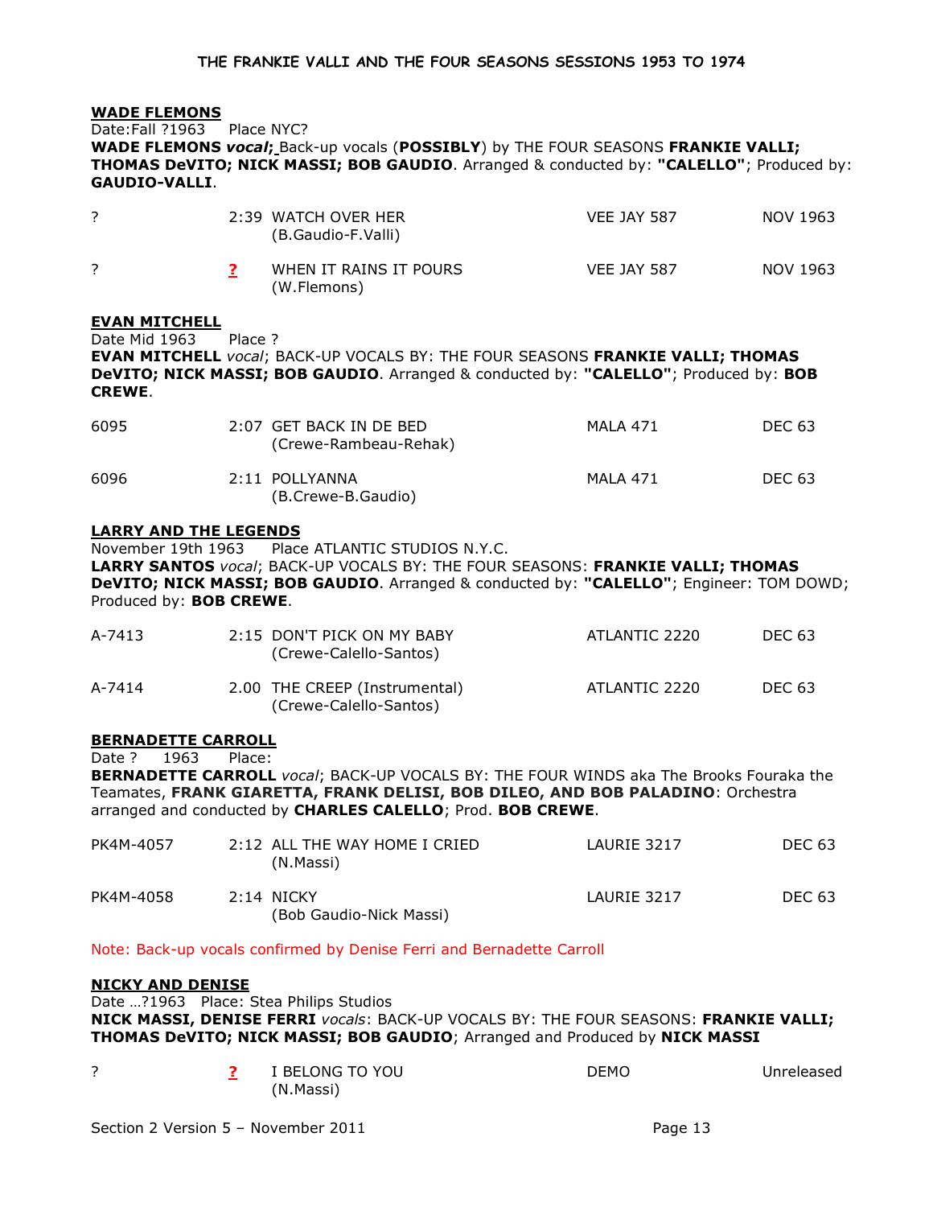**WADE FLEMONS**

Date:Fall ?1963 Place NYC?

**WADE FLEMONS *vocal*;** Back-up vocals (**POSSIBLY**) by THE FOUR SEASONS **FRANKIE VALLI; THOMAS DeVITO; NICK MASSI; BOB GAUDIO**. Arranged & conducted by: **"CALELLO"**; Produced by: **GAUDIO-VALLI**.

| | | | | |
|---|---|---|---|---|
| ? | 2:39 | WATCH OVER HER (B.Gaudio-F.Valli) | VEE JAY 587 | NOV 1963 |
| ? | **?** | WHEN IT RAINS IT POURS (W.Flemons) | VEE JAY 587 | NOV 1963 |

**EVAN MITCHELL**

Date Mid 1963 Place ?

**EVAN MITCHELL** *vocal*; BACK-UP VOCALS BY: THE FOUR SEASONS **FRANKIE VALLI; THOMAS DeVITO; NICK MASSI; BOB GAUDIO**. Arranged & conducted by: **"CALELLO"**; Produced by: **BOB CREWE**.

| | | | | |
|---|---|---|---|---|
| 6095 | 2:07 | GET BACK IN DE BED (Crewe-Rambeau-Rehak) | MALA 471 | DEC 63 |
| 6096 | 2:11 | POLLYANNA (B.Crewe-B.Gaudio) | MALA 471 | DEC 63 |

**LARRY AND THE LEGENDS**

November 19th 1963 Place ATLANTIC STUDIOS N.Y.C.

**LARRY SANTOS** *vocal*; BACK-UP VOCALS BY: THE FOUR SEASONS: **FRANKIE VALLI; THOMAS DeVITO; NICK MASSI; BOB GAUDIO**. Arranged & conducted by: **"CALELLO"**; Engineer: TOM DOWD; Produced by: **BOB CREWE**.

| | | | | |
|---|---|---|---|---|
| A-7413 | 2:15 | DON'T PICK ON MY BABY (Crewe-Calello-Santos) | ATLANTIC 2220 | DEC 63 |
| A-7414 | 2.00 | THE CREEP (Instrumental) (Crewe-Calello-Santos) | ATLANTIC 2220 | DEC 63 |

**BERNADETTE CARROLL**

Date ? 1963 Place:

**BERNADETTE CARROLL** *vocal*; BACK-UP VOCALS BY: THE FOUR WINDS aka The Brooks Fouraka the Teamates, **FRANK GIARETTA, FRANK DELISI, BOB DILEO, AND BOB PALADINO**: Orchestra arranged and conducted by **CHARLES CALELLO**; Prod. **BOB CREWE**.

| | | | | |
|---|---|---|---|---|
| PK4M-4057 | 2:12 | ALL THE WAY HOME I CRIED (N.Massi) | LAURIE 3217 | DEC 63 |
| PK4M-4058 | 2:14 | NICKY (Bob Gaudio-Nick Massi) | LAURIE 3217 | DEC 63 |

Note: Back-up vocals confirmed by Denise Ferri and Bernadette Carroll

**NICKY AND DENISE**

Date …?1963 Place: Stea Philips Studios

**NICK MASSI, DENISE FERRI** *vocals*: BACK-UP VOCALS BY: THE FOUR SEASONS: **FRANKIE VALLI; THOMAS DeVITO; NICK MASSI; BOB GAUDIO**; Arranged and Produced by **NICK MASSI**

| | | | | |
|---|---|---|---|---|
| ? | **?** | I BELONG TO YOU (N.Massi) | DEMO | Unreleased |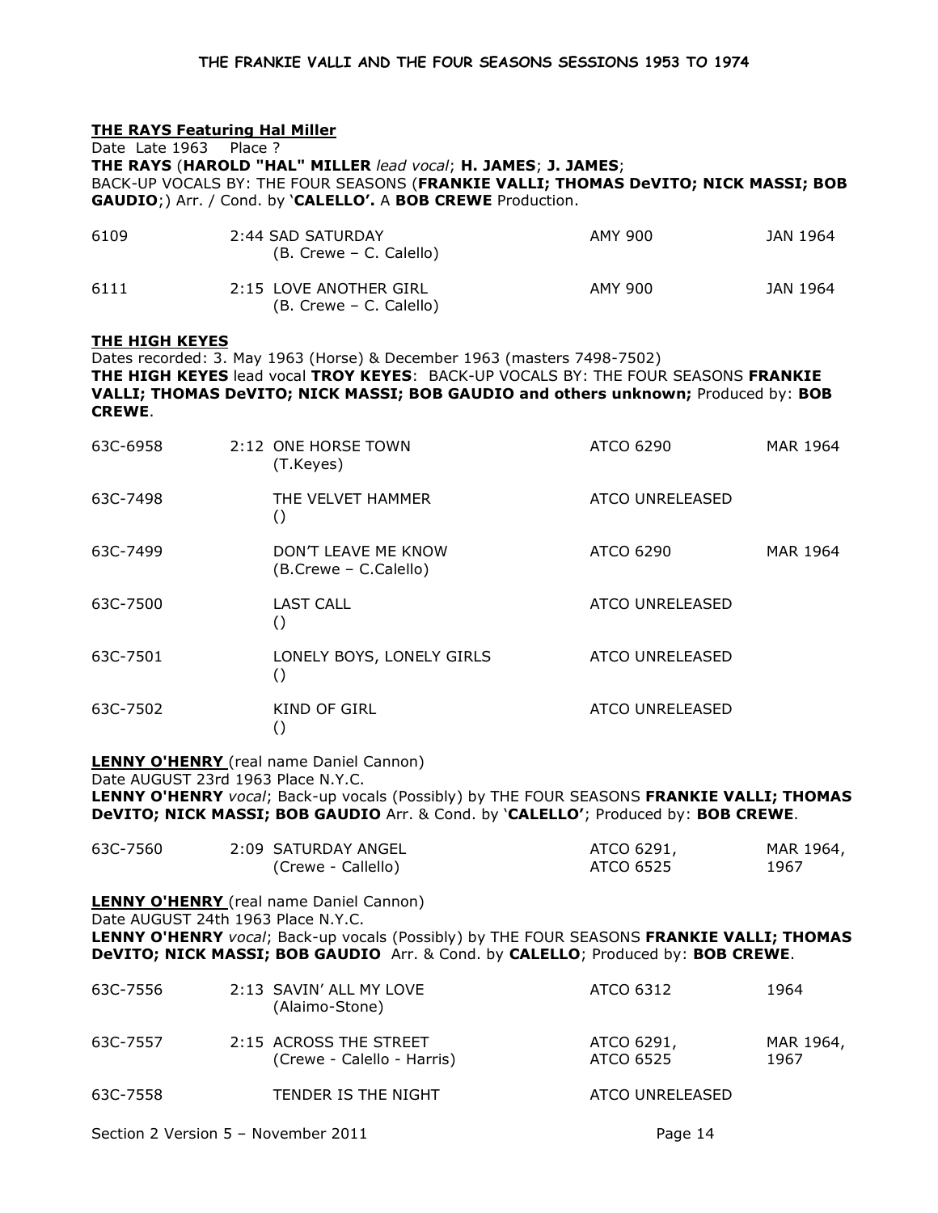**THE RAYS Featuring Hal Miller**

Date Late 1963 Place ?

**THE RAYS** (**HAROLD "HAL" MILLER** *lead vocal*; **H. JAMES**; **J. JAMES**;
BACK-UP VOCALS BY: THE FOUR SEASONS (**FRANKIE VALLI; THOMAS DeVITO; NICK MASSI; BOB GAUDIO**;) Arr. / Cond. by '**CALELLO'.** A **BOB CREWE** Production.

| | | | |
|---|---|---|---|
| 6109 | 2:44 SAD SATURDAY (B. Crewe – C. Calello) | AMY 900 | JAN 1964 |
| 6111 | 2:15 LOVE ANOTHER GIRL (B. Crewe – C. Calello) | AMY 900 | JAN 1964 |

**THE HIGH KEYES**

Dates recorded: 3. May 1963 (Horse) & December 1963 (masters 7498-7502)

**THE HIGH KEYES** lead vocal **TROY KEYES**: BACK-UP VOCALS BY: THE FOUR SEASONS **FRANKIE VALLI; THOMAS DeVITO; NICK MASSI; BOB GAUDIO and others unknown;** Produced by: **BOB CREWE**.

| | | | |
|---|---|---|---|
| 63C-6958 | 2:12 ONE HORSE TOWN (T.Keyes) | ATCO 6290 | MAR 1964 |
| 63C-7498 | THE VELVET HAMMER () | ATCO UNRELEASED | |
| 63C-7499 | DON'T LEAVE ME KNOW (B.Crewe – C.Calello) | ATCO 6290 | MAR 1964 |
| 63C-7500 | LAST CALL () | ATCO UNRELEASED | |
| 63C-7501 | LONELY BOYS, LONELY GIRLS () | ATCO UNRELEASED | |
| 63C-7502 | KIND OF GIRL () | ATCO UNRELEASED | |

**LENNY O'HENRY** (real name Daniel Cannon)

Date AUGUST 23rd 1963 Place N.Y.C.

**LENNY O'HENRY** vocal; Back-up vocals (Possibly) by THE FOUR SEASONS **FRANKIE VALLI; THOMAS DeVITO; NICK MASSI; BOB GAUDIO** Arr. & Cond. by '**CALELLO'**; Produced by: **BOB CREWE**.

| | | | |
|---|---|---|---|
| 63C-7560 | 2:09 SATURDAY ANGEL (Crewe - Callello) | ATCO 6291, ATCO 6525 | MAR 1964, 1967 |

**LENNY O'HENRY** (real name Daniel Cannon)

Date AUGUST 24th 1963 Place N.Y.C.

**LENNY O'HENRY** *vocal*; Back-up vocals (Possibly) by THE FOUR SEASONS **FRANKIE VALLI; THOMAS DeVITO; NICK MASSI; BOB GAUDIO** Arr. & Cond. by **CALELLO**; Produced by: **BOB CREWE**.

| | | | |
|---|---|---|---|
| 63C-7556 | 2:13 SAVIN' ALL MY LOVE (Alaimo-Stone) | ATCO 6312 | 1964 |
| 63C-7557 | 2:15 ACROSS THE STREET (Crewe - Calello - Harris) | ATCO 6291, ATCO 6525 | MAR 1964, 1967 |
| 63C-7558 | TENDER IS THE NIGHT | ATCO UNRELEASED | |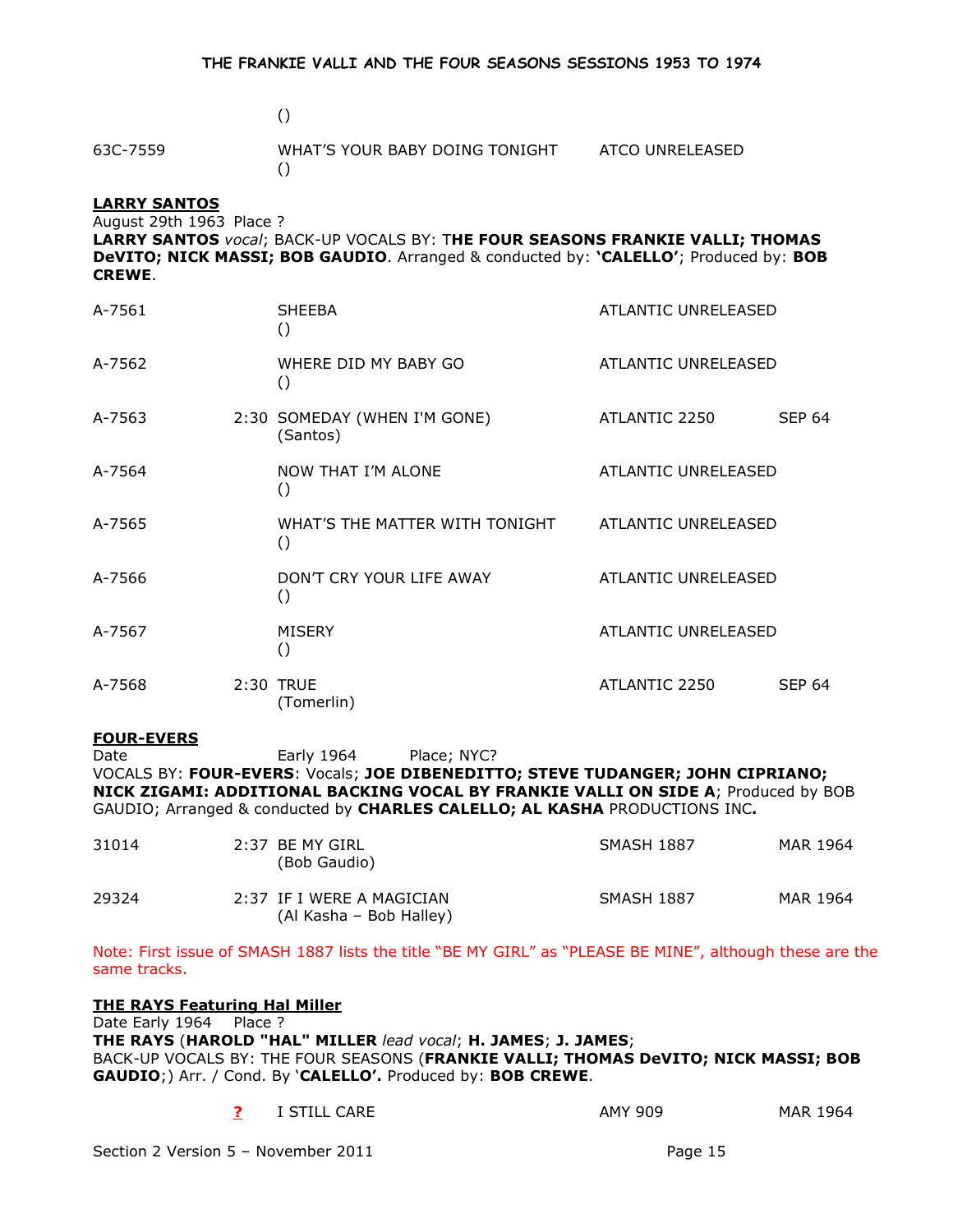|  |  | () |  |  |
| --- | --- | --- | --- | --- |
| 63C-7559 |  | WHAT'S YOUR BABY DOING TONIGHT<br>() | ATCO UNRELEASED |  |

**LARRY SANTOS**

August 29th 1963 Place ?

**LARRY SANTOS** *vocal*; BACK-UP VOCALS BY: T**HE FOUR SEASONS FRANKIE VALLI; THOMAS DeVITO; NICK MASSI; BOB GAUDIO**. Arranged & conducted by: **'CALELLO'**; Produced by: **BOB CREWE**.

|  |  |  |  |  |
| --- | --- | --- | --- | --- |
| A-7561 |  | SHEEBA<br>() | ATLANTIC UNRELEASED |  |
| A-7562 |  | WHERE DID MY BABY GO<br>() | ATLANTIC UNRELEASED |  |
| A-7563 | 2:30 | SOMEDAY (WHEN I'M GONE)<br>(Santos) | ATLANTIC 2250 | SEP 64 |
| A-7564 |  | NOW THAT I'M ALONE<br>() | ATLANTIC UNRELEASED |  |
| A-7565 |  | WHAT'S THE MATTER WITH TONIGHT<br>() | ATLANTIC UNRELEASED |  |
| A-7566 |  | DON'T CRY YOUR LIFE AWAY<br>() | ATLANTIC UNRELEASED |  |
| A-7567 |  | MISERY<br>() | ATLANTIC UNRELEASED |  |
| A-7568 | 2:30 | TRUE<br>(Tomerlin) | ATLANTIC 2250 | SEP 64 |

**FOUR-EVERS**

Date Early 1964 Place; NYC?

VOCALS BY: **FOUR-EVERS**: Vocals; **JOE DIBENEDITTO; STEVE TUDANGER; JOHN CIPRIANO; NICK ZIGAMI: ADDITIONAL BACKING VOCAL BY FRANKIE VALLI ON SIDE A**; Produced by BOB GAUDIO; Arranged & conducted by **CHARLES CALELLO; AL KASHA** PRODUCTIONS INC**.**

|  |  |  |  |  |
| --- | --- | --- | --- | --- |
| 31014 | 2:37 | BE MY GIRL<br>(Bob Gaudio) | SMASH 1887 | MAR 1964 |
| 29324 | 2:37 | IF I WERE A MAGICIAN<br>(Al Kasha – Bob Halley) | SMASH 1887 | MAR 1964 |

Note: First issue of SMASH 1887 lists the title "BE MY GIRL" as "PLEASE BE MINE", although these are the same tracks.

**THE RAYS Featuring Hal Miller**

Date Early 1964 Place ?

**THE RAYS** (**HAROLD "HAL" MILLER** *lead vocal*; **H. JAMES**; **J. JAMES**;

BACK-UP VOCALS BY: THE FOUR SEASONS (**FRANKIE VALLI; THOMAS DeVITO; NICK MASSI; BOB GAUDIO**;) Arr. / Cond. By '**CALELLO'.** Produced by: **BOB CREWE**.

|  |  |  |  |  |
| --- | --- | --- | --- | --- |
|  | **?** | I STILL CARE | AMY 909 | MAR 1964 |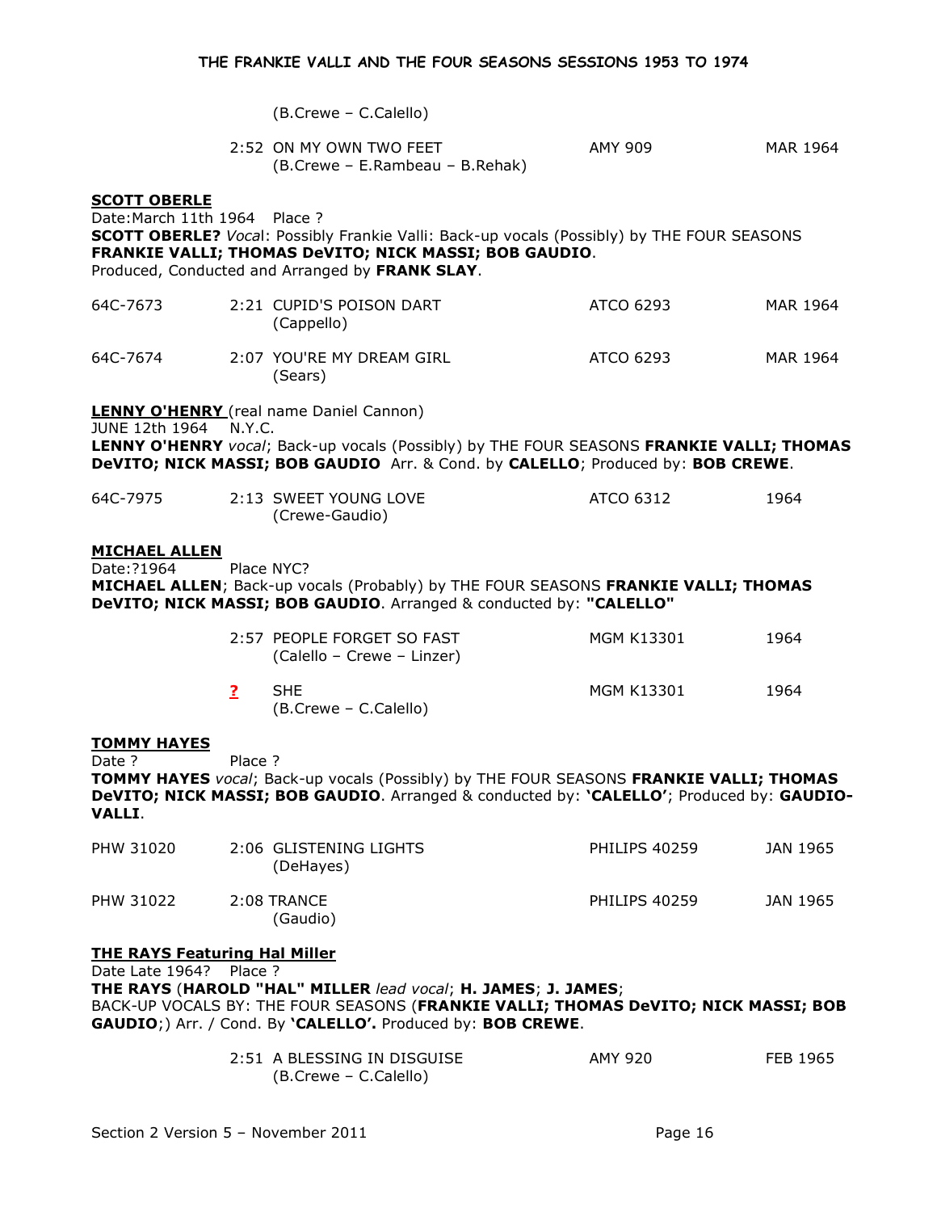(B.Crewe – C.Calello)

| | | | | |
|---|---|---|---|---|
| | 2:52 | ON MY OWN TWO FEET<br>(B.Crewe – E.Rambeau – B.Rehak) | AMY 909 | MAR 1964 |

**SCOTT OBERLE**

Date:March 11th 1964 Place ?

**SCOTT OBERLE?** *Voca*l: Possibly Frankie Valli: Back-up vocals (Possibly) by THE FOUR SEASONS **FRANKIE VALLI; THOMAS DeVITO; NICK MASSI; BOB GAUDIO**.

Produced, Conducted and Arranged by **FRANK SLAY**.

| | | | | |
|---|---|---|---|---|
| 64C-7673 | 2:21 | CUPID'S POISON DART<br>(Cappello) | ATCO 6293 | MAR 1964 |
| 64C-7674 | 2:07 | YOU'RE MY DREAM GIRL<br>(Sears) | ATCO 6293 | MAR 1964 |

**LENNY O'HENRY** (real name Daniel Cannon)

JUNE 12th 1964 N.Y.C.

**LENNY O'HENRY** *vocal*; Back-up vocals (Possibly) by THE FOUR SEASONS **FRANKIE VALLI; THOMAS DeVITO; NICK MASSI; BOB GAUDIO** Arr. & Cond. by **CALELLO**; Produced by: **BOB CREWE**.

| | | | | |
|---|---|---|---|---|
| 64C-7975 | 2:13 | SWEET YOUNG LOVE<br>(Crewe-Gaudio) | ATCO 6312 | 1964 |

**MICHAEL ALLEN**

Date:?1964 Place NYC?

**MICHAEL ALLEN**; Back-up vocals (Probably) by THE FOUR SEASONS **FRANKIE VALLI; THOMAS DeVITO; NICK MASSI; BOB GAUDIO**. Arranged & conducted by: **"CALELLO"**

| | | | | |
|---|---|---|---|---|
| | 2:57 | PEOPLE FORGET SO FAST<br>(Calello – Crewe – Linzer) | MGM K13301 | 1964 |
| | ? | SHE<br>(B.Crewe – C.Calello) | MGM K13301 | 1964 |

**TOMMY HAYES**

Date ? Place ?

**TOMMY HAYES** *vocal*; Back-up vocals (Possibly) by THE FOUR SEASONS **FRANKIE VALLI; THOMAS DeVITO; NICK MASSI; BOB GAUDIO**. Arranged & conducted by: **'CALELLO'**; Produced by: **GAUDIO-VALLI**.

| | | | | |
|---|---|---|---|---|
| PHW 31020 | 2:06 | GLISTENING LIGHTS<br>(DeHayes) | PHILIPS 40259 | JAN 1965 |
| PHW 31022 | 2:08 | TRANCE<br>(Gaudio) | PHILIPS 40259 | JAN 1965 |

**THE RAYS Featuring Hal Miller**

Date Late 1964? Place ?

**THE RAYS** (**HAROLD "HAL" MILLER** *lead vocal*; **H. JAMES**; **J. JAMES**;

BACK-UP VOCALS BY: THE FOUR SEASONS (**FRANKIE VALLI; THOMAS DeVITO; NICK MASSI; BOB GAUDIO**;) Arr. / Cond. By **'CALELLO'.** Produced by: **BOB CREWE**.

| | | | | |
|---|---|---|---|---|
| | 2:51 | A BLESSING IN DISGUISE<br>(B.Crewe – C.Calello) | AMY 920 | FEB 1965 |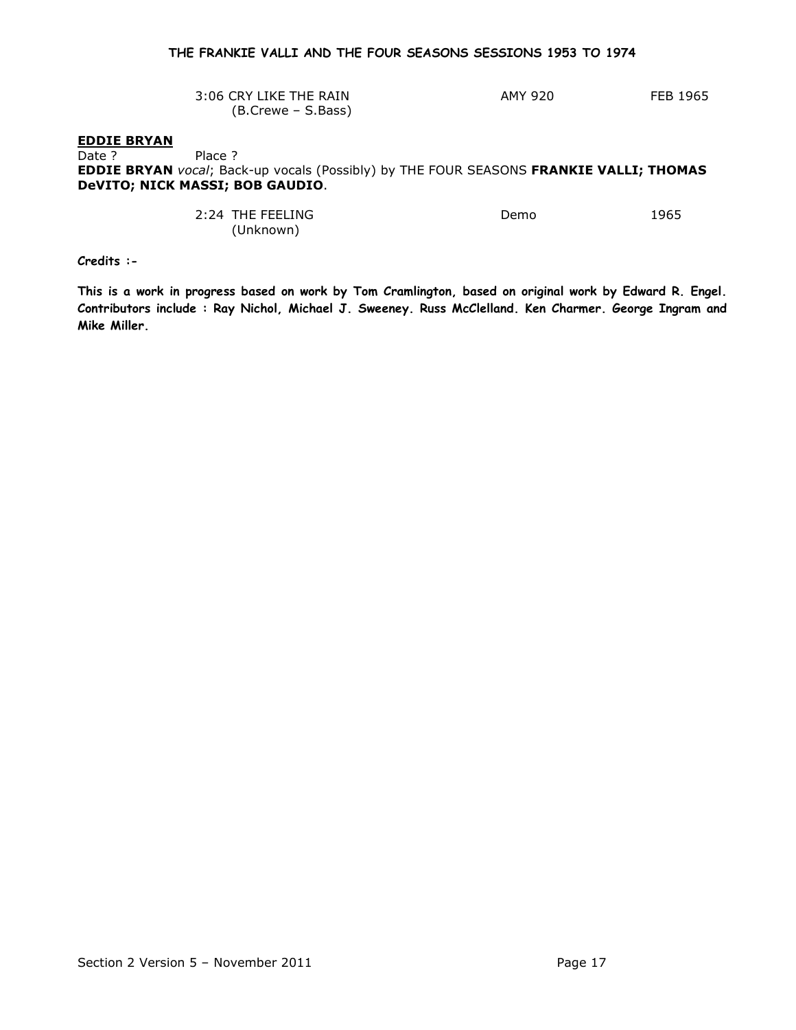| | | | |
|---|---|---|---|
| 3:06 | CRY LIKE THE RAIN<br>(B.Crewe – S.Bass) | AMY 920 | FEB 1965 |

**EDDIE BRYAN**

Date ? Place ?

**EDDIE BRYAN** *vocal*; Back-up vocals (Possibly) by THE FOUR SEASONS **FRANKIE VALLI; THOMAS DeVITO; NICK MASSI; BOB GAUDIO**.

| | | | |
|---|---|---|---|
| 2:24 | THE FEELING<br>(Unknown) | Demo | 1965 |

**Credits :-**

**This is a work in progress based on work by Tom Cramlington, based on original work by Edward R. Engel. Contributors include : Ray Nichol, Michael J. Sweeney. Russ McClelland. Ken Charmer. George Ingram and Mike Miller.**